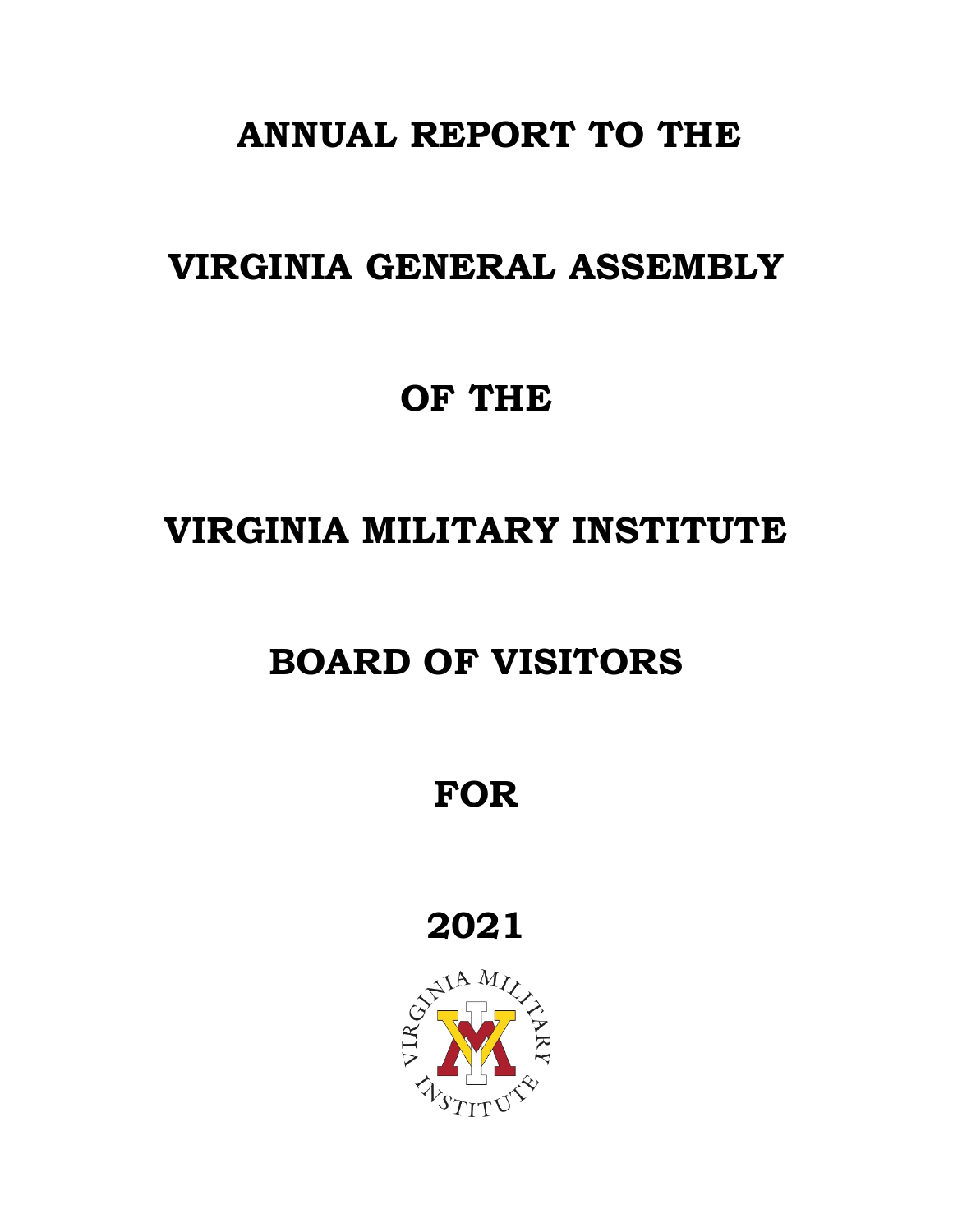# ANNUAL REPORT TO THE

# VIRGINIA GENERAL ASSEMBLY

# OF THE

# VIRGINIA MILITARY INSTITUTE

# BOARD OF VISITORS

# FOR

# 2021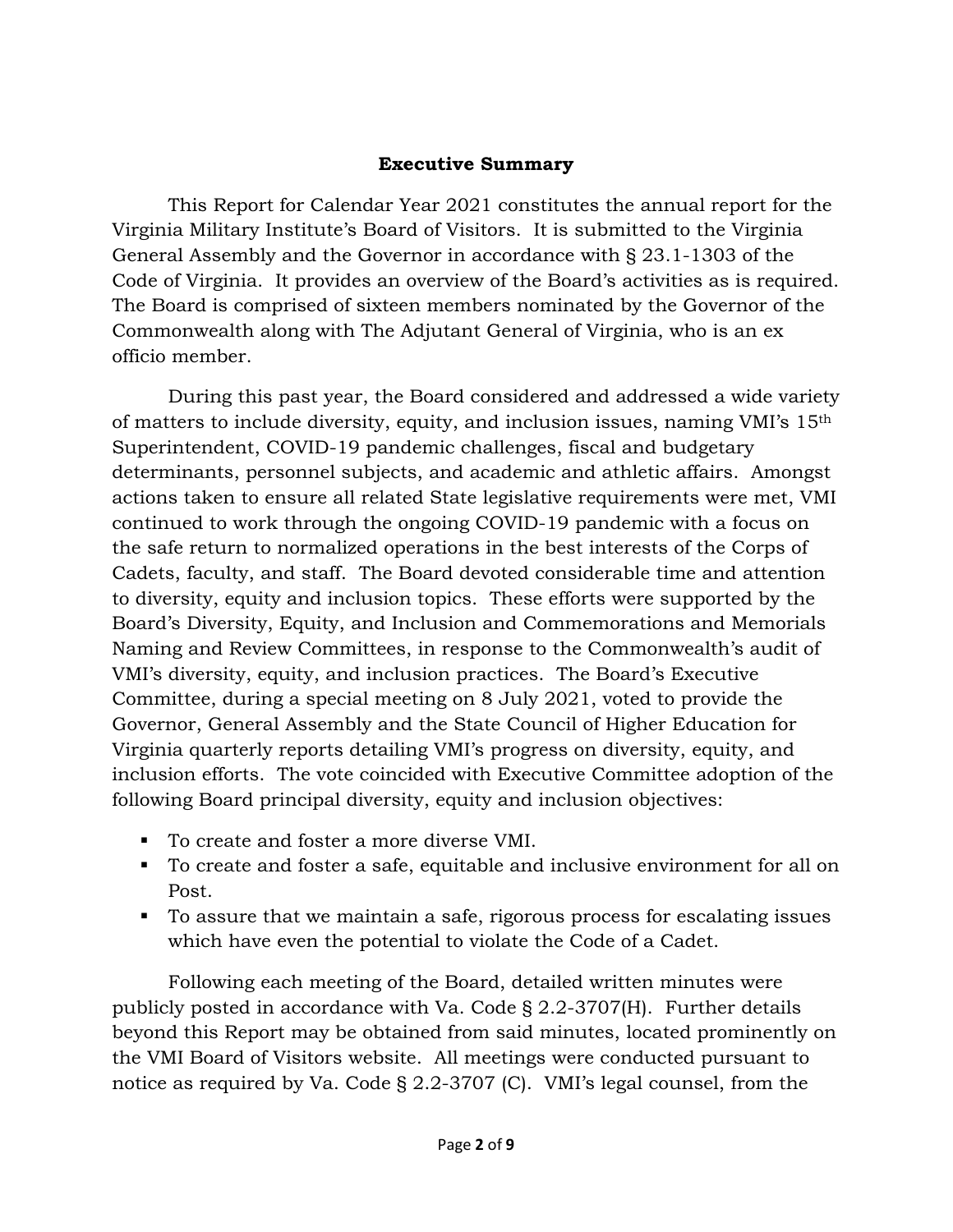## Executive Summary

This Report for Calendar Year 2021 constitutes the annual report for the Virginia Military Institute's Board of Visitors. It is submitted to the Virginia General Assembly and the Governor in accordance with § 23.1-1303 of the Code of Virginia. It provides an overview of the Board's activities as is required. The Board is comprised of sixteen members nominated by the Governor of the Commonwealth along with The Adjutant General of Virginia, who is an ex officio member.

During this past year, the Board considered and addressed a wide variety of matters to include diversity, equity, and inclusion issues, naming VMI's 15th Superintendent, COVID-19 pandemic challenges, fiscal and budgetary determinants, personnel subjects, and academic and athletic affairs. Amongst actions taken to ensure all related State legislative requirements were met, VMI continued to work through the ongoing COVID-19 pandemic with a focus on the safe return to normalized operations in the best interests of the Corps of Cadets, faculty, and staff. The Board devoted considerable time and attention to diversity, equity and inclusion topics. These efforts were supported by the Board's Diversity, Equity, and Inclusion and Commemorations and Memorials Naming and Review Committees, in response to the Commonwealth's audit of VMI's diversity, equity, and inclusion practices. The Board's Executive Committee, during a special meeting on 8 July 2021, voted to provide the Governor, General Assembly and the State Council of Higher Education for Virginia quarterly reports detailing VMI's progress on diversity, equity, and inclusion efforts. The vote coincided with Executive Committee adoption of the following Board principal diversity, equity and inclusion objectives:

- To create and foster a more diverse VMI.
- To create and foster a safe, equitable and inclusive environment for all on Post.
- To assure that we maintain a safe, rigorous process for escalating issues which have even the potential to violate the Code of a Cadet.

Following each meeting of the Board, detailed written minutes were publicly posted in accordance with Va. Code § 2.2-3707(H). Further details beyond this Report may be obtained from said minutes, located prominently on the VMI Board of Visitors website. All meetings were conducted pursuant to notice as required by Va. Code § 2.2-3707 (C). VMI's legal counsel, from the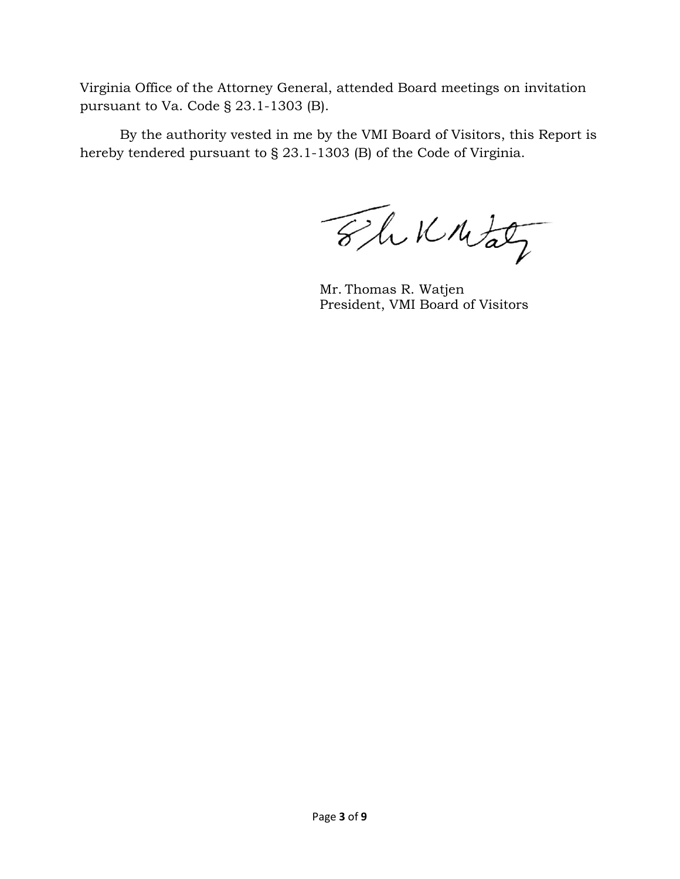Virginia Office of the Attorney General, attended Board meetings on invitation pursuant to Va. Code § 23.1-1303 (B).

By the authority vested in me by the VMI Board of Visitors, this Report is hereby tendered pursuant to § 23.1-1303 (B) of the Code of Virginia.

Mr. Thomas R. Watjen
President, VMI Board of Visitors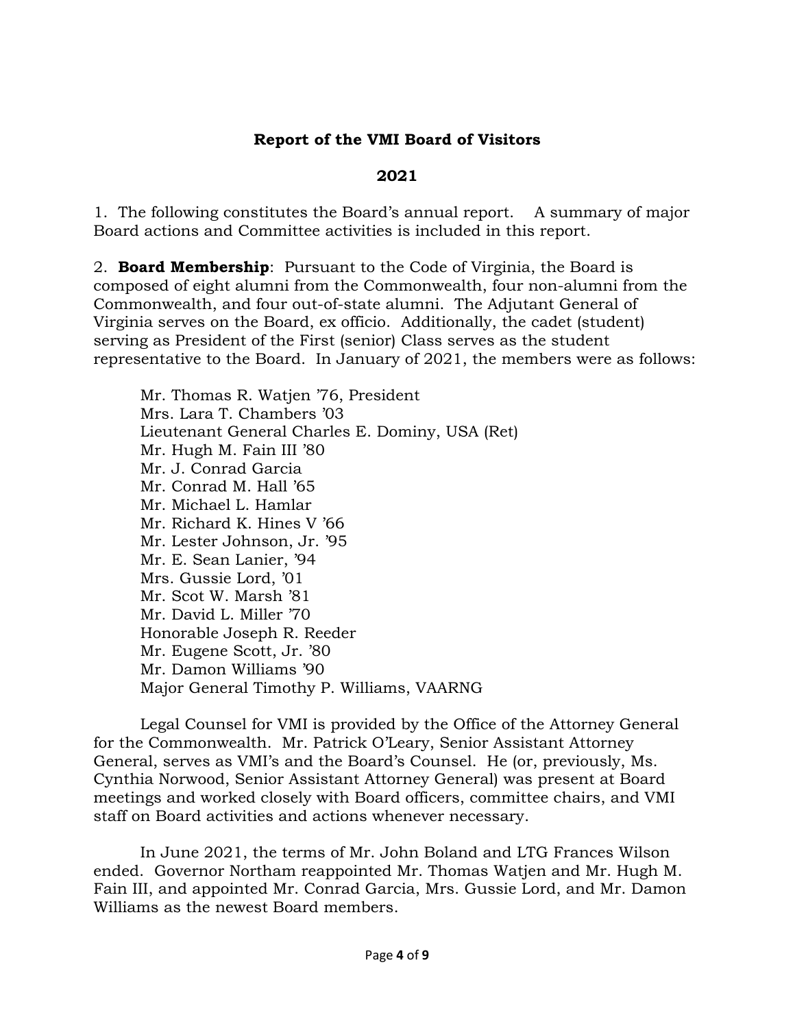**Report of the VMI Board of Visitors**

**2021**

1. The following constitutes the Board's annual report. A summary of major Board actions and Committee activities is included in this report.

2. **Board Membership**: Pursuant to the Code of Virginia, the Board is composed of eight alumni from the Commonwealth, four non-alumni from the Commonwealth, and four out-of-state alumni. The Adjutant General of Virginia serves on the Board, ex officio. Additionally, the cadet (student) serving as President of the First (senior) Class serves as the student representative to the Board. In January of 2021, the members were as follows:

Mr. Thomas R. Watjen '76, President
Mrs. Lara T. Chambers '03
Lieutenant General Charles E. Dominy, USA (Ret)
Mr. Hugh M. Fain III '80
Mr. J. Conrad Garcia
Mr. Conrad M. Hall '65
Mr. Michael L. Hamlar
Mr. Richard K. Hines V '66
Mr. Lester Johnson, Jr. '95
Mr. E. Sean Lanier, '94
Mrs. Gussie Lord, '01
Mr. Scot W. Marsh '81
Mr. David L. Miller '70
Honorable Joseph R. Reeder
Mr. Eugene Scott, Jr. '80
Mr. Damon Williams '90
Major General Timothy P. Williams, VAARNG

Legal Counsel for VMI is provided by the Office of the Attorney General for the Commonwealth. Mr. Patrick O'Leary, Senior Assistant Attorney General, serves as VMI's and the Board's Counsel. He (or, previously, Ms. Cynthia Norwood, Senior Assistant Attorney General) was present at Board meetings and worked closely with Board officers, committee chairs, and VMI staff on Board activities and actions whenever necessary.

In June 2021, the terms of Mr. John Boland and LTG Frances Wilson ended. Governor Northam reappointed Mr. Thomas Watjen and Mr. Hugh M. Fain III, and appointed Mr. Conrad Garcia, Mrs. Gussie Lord, and Mr. Damon Williams as the newest Board members.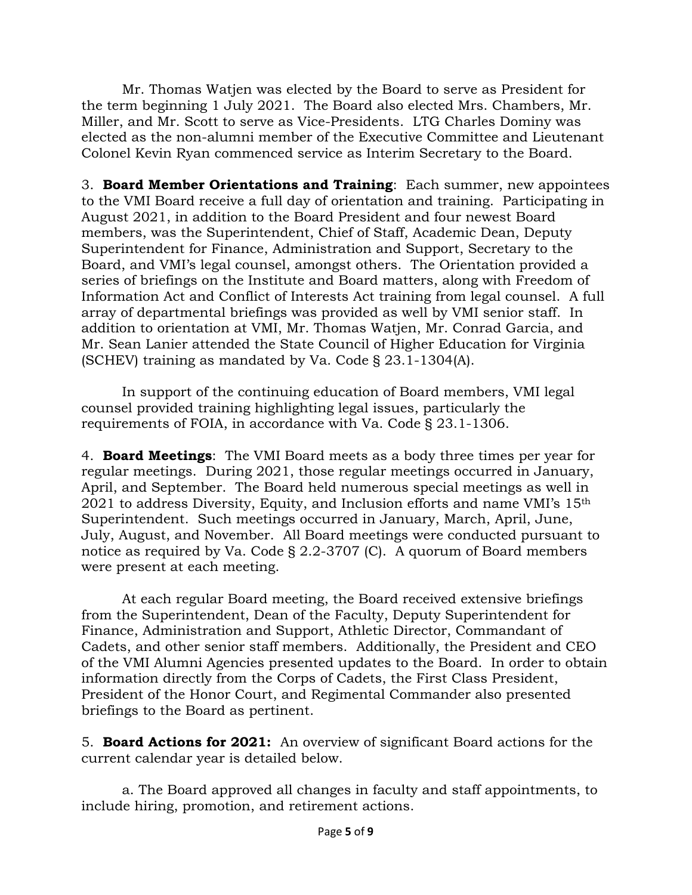Mr. Thomas Watjen was elected by the Board to serve as President for the term beginning 1 July 2021. The Board also elected Mrs. Chambers, Mr. Miller, and Mr. Scott to serve as Vice-Presidents. LTG Charles Dominy was elected as the non-alumni member of the Executive Committee and Lieutenant Colonel Kevin Ryan commenced service as Interim Secretary to the Board.

3. **Board Member Orientations and Training**: Each summer, new appointees to the VMI Board receive a full day of orientation and training. Participating in August 2021, in addition to the Board President and four newest Board members, was the Superintendent, Chief of Staff, Academic Dean, Deputy Superintendent for Finance, Administration and Support, Secretary to the Board, and VMI's legal counsel, amongst others. The Orientation provided a series of briefings on the Institute and Board matters, along with Freedom of Information Act and Conflict of Interests Act training from legal counsel. A full array of departmental briefings was provided as well by VMI senior staff. In addition to orientation at VMI, Mr. Thomas Watjen, Mr. Conrad Garcia, and Mr. Sean Lanier attended the State Council of Higher Education for Virginia (SCHEV) training as mandated by Va. Code § 23.1-1304(A).

In support of the continuing education of Board members, VMI legal counsel provided training highlighting legal issues, particularly the requirements of FOIA, in accordance with Va. Code § 23.1-1306.

4. **Board Meetings**: The VMI Board meets as a body three times per year for regular meetings. During 2021, those regular meetings occurred in January, April, and September. The Board held numerous special meetings as well in 2021 to address Diversity, Equity, and Inclusion efforts and name VMI's 15th Superintendent. Such meetings occurred in January, March, April, June, July, August, and November. All Board meetings were conducted pursuant to notice as required by Va. Code § 2.2-3707 (C). A quorum of Board members were present at each meeting.

At each regular Board meeting, the Board received extensive briefings from the Superintendent, Dean of the Faculty, Deputy Superintendent for Finance, Administration and Support, Athletic Director, Commandant of Cadets, and other senior staff members. Additionally, the President and CEO of the VMI Alumni Agencies presented updates to the Board. In order to obtain information directly from the Corps of Cadets, the First Class President, President of the Honor Court, and Regimental Commander also presented briefings to the Board as pertinent.

5. **Board Actions for 2021:** An overview of significant Board actions for the current calendar year is detailed below.

a. The Board approved all changes in faculty and staff appointments, to include hiring, promotion, and retirement actions.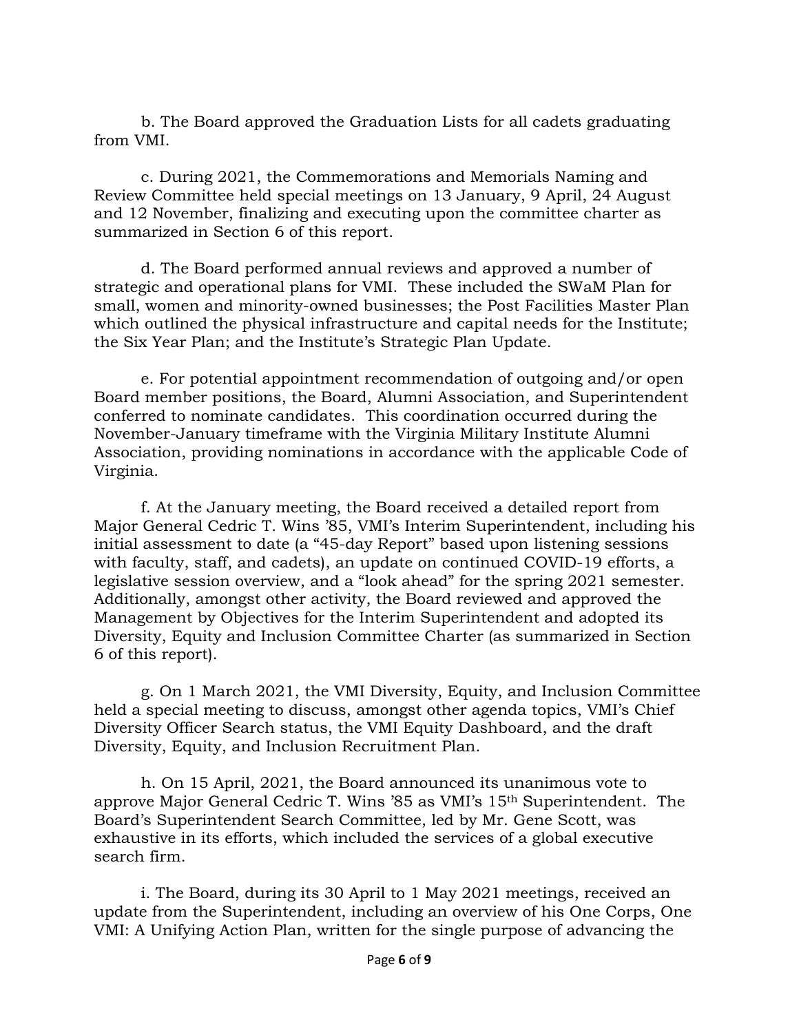b. The Board approved the Graduation Lists for all cadets graduating from VMI.

c. During 2021, the Commemorations and Memorials Naming and Review Committee held special meetings on 13 January, 9 April, 24 August and 12 November, finalizing and executing upon the committee charter as summarized in Section 6 of this report.

d. The Board performed annual reviews and approved a number of strategic and operational plans for VMI. These included the SWaM Plan for small, women and minority-owned businesses; the Post Facilities Master Plan which outlined the physical infrastructure and capital needs for the Institute; the Six Year Plan; and the Institute's Strategic Plan Update.

e. For potential appointment recommendation of outgoing and/or open Board member positions, the Board, Alumni Association, and Superintendent conferred to nominate candidates. This coordination occurred during the November-January timeframe with the Virginia Military Institute Alumni Association, providing nominations in accordance with the applicable Code of Virginia.

f. At the January meeting, the Board received a detailed report from Major General Cedric T. Wins '85, VMI's Interim Superintendent, including his initial assessment to date (a "45-day Report" based upon listening sessions with faculty, staff, and cadets), an update on continued COVID-19 efforts, a legislative session overview, and a "look ahead" for the spring 2021 semester. Additionally, amongst other activity, the Board reviewed and approved the Management by Objectives for the Interim Superintendent and adopted its Diversity, Equity and Inclusion Committee Charter (as summarized in Section 6 of this report).

g. On 1 March 2021, the VMI Diversity, Equity, and Inclusion Committee held a special meeting to discuss, amongst other agenda topics, VMI's Chief Diversity Officer Search status, the VMI Equity Dashboard, and the draft Diversity, Equity, and Inclusion Recruitment Plan.

h. On 15 April, 2021, the Board announced its unanimous vote to approve Major General Cedric T. Wins '85 as VMI's 15th Superintendent. The Board's Superintendent Search Committee, led by Mr. Gene Scott, was exhaustive in its efforts, which included the services of a global executive search firm.

i. The Board, during its 30 April to 1 May 2021 meetings, received an update from the Superintendent, including an overview of his One Corps, One VMI: A Unifying Action Plan, written for the single purpose of advancing the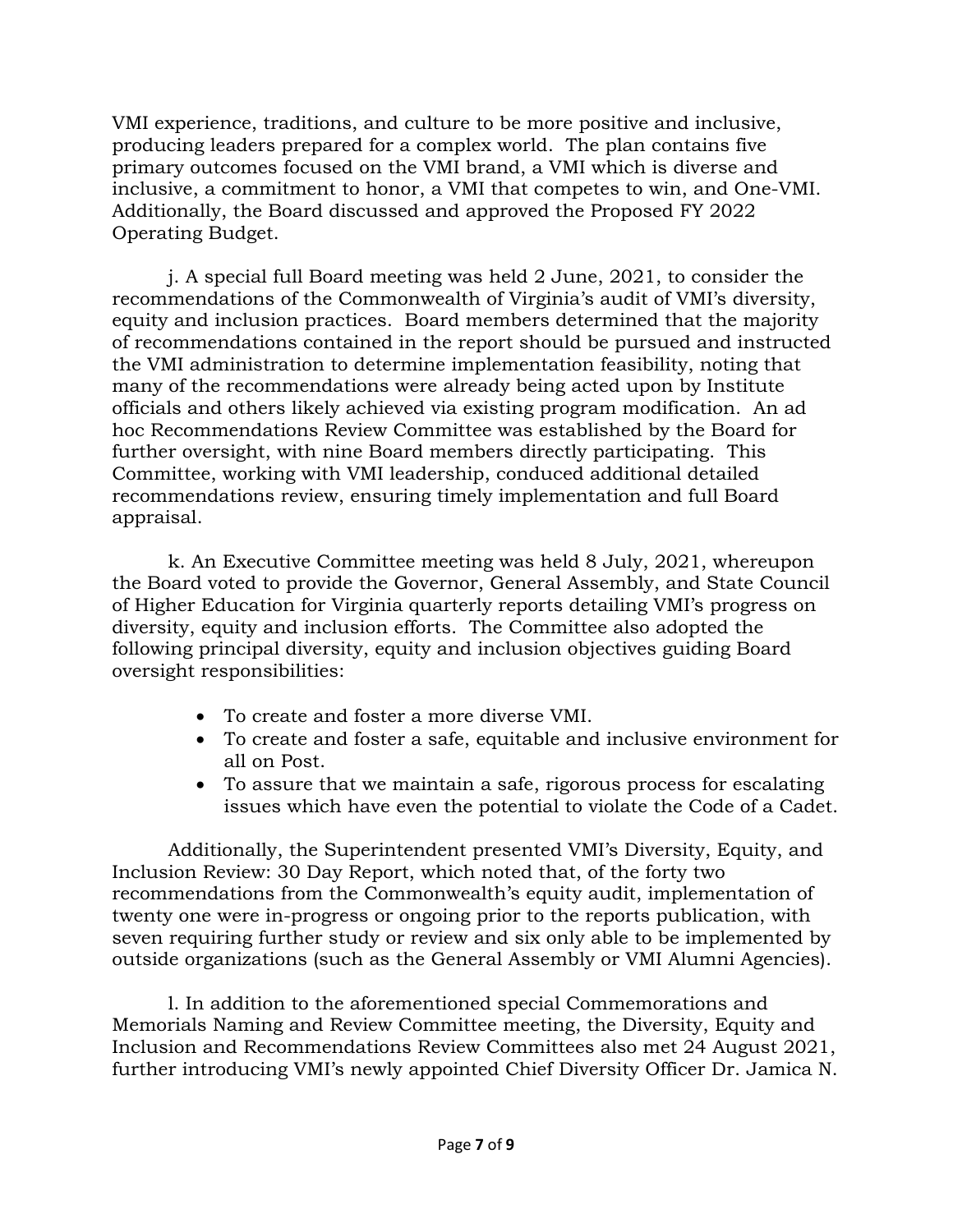VMI experience, traditions, and culture to be more positive and inclusive, producing leaders prepared for a complex world. The plan contains five primary outcomes focused on the VMI brand, a VMI which is diverse and inclusive, a commitment to honor, a VMI that competes to win, and One-VMI. Additionally, the Board discussed and approved the Proposed FY 2022 Operating Budget.

j. A special full Board meeting was held 2 June, 2021, to consider the recommendations of the Commonwealth of Virginia's audit of VMI's diversity, equity and inclusion practices. Board members determined that the majority of recommendations contained in the report should be pursued and instructed the VMI administration to determine implementation feasibility, noting that many of the recommendations were already being acted upon by Institute officials and others likely achieved via existing program modification. An ad hoc Recommendations Review Committee was established by the Board for further oversight, with nine Board members directly participating. This Committee, working with VMI leadership, conduced additional detailed recommendations review, ensuring timely implementation and full Board appraisal.

k. An Executive Committee meeting was held 8 July, 2021, whereupon the Board voted to provide the Governor, General Assembly, and State Council of Higher Education for Virginia quarterly reports detailing VMI's progress on diversity, equity and inclusion efforts. The Committee also adopted the following principal diversity, equity and inclusion objectives guiding Board oversight responsibilities:

- To create and foster a more diverse VMI.
- To create and foster a safe, equitable and inclusive environment for all on Post.
- To assure that we maintain a safe, rigorous process for escalating issues which have even the potential to violate the Code of a Cadet.

Additionally, the Superintendent presented VMI's Diversity, Equity, and Inclusion Review: 30 Day Report, which noted that, of the forty two recommendations from the Commonwealth's equity audit, implementation of twenty one were in-progress or ongoing prior to the reports publication, with seven requiring further study or review and six only able to be implemented by outside organizations (such as the General Assembly or VMI Alumni Agencies).

l. In addition to the aforementioned special Commemorations and Memorials Naming and Review Committee meeting, the Diversity, Equity and Inclusion and Recommendations Review Committees also met 24 August 2021, further introducing VMI's newly appointed Chief Diversity Officer Dr. Jamica N.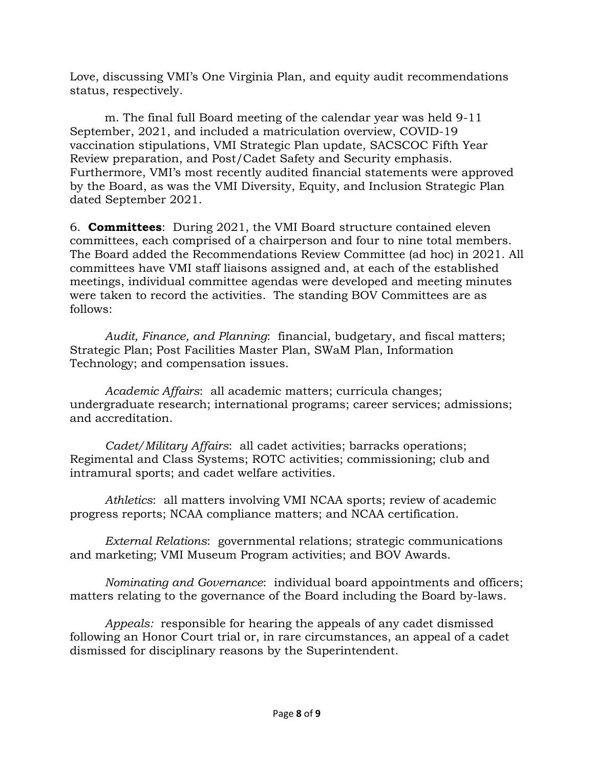Love, discussing VMI's One Virginia Plan, and equity audit recommendations status, respectively.

m. The final full Board meeting of the calendar year was held 9-11 September, 2021, and included a matriculation overview, COVID-19 vaccination stipulations, VMI Strategic Plan update, SACSCOC Fifth Year Review preparation, and Post/Cadet Safety and Security emphasis. Furthermore, VMI's most recently audited financial statements were approved by the Board, as was the VMI Diversity, Equity, and Inclusion Strategic Plan dated September 2021.

6. **Committees**: During 2021, the VMI Board structure contained eleven committees, each comprised of a chairperson and four to nine total members. The Board added the Recommendations Review Committee (ad hoc) in 2021. All committees have VMI staff liaisons assigned and, at each of the established meetings, individual committee agendas were developed and meeting minutes were taken to record the activities. The standing BOV Committees are as follows:

*Audit, Finance, and Planning*: financial, budgetary, and fiscal matters; Strategic Plan; Post Facilities Master Plan, SWaM Plan, Information Technology; and compensation issues.

*Academic Affairs*: all academic matters; curricula changes; undergraduate research; international programs; career services; admissions; and accreditation.

*Cadet/Military Affairs*: all cadet activities; barracks operations; Regimental and Class Systems; ROTC activities; commissioning; club and intramural sports; and cadet welfare activities.

*Athletics*: all matters involving VMI NCAA sports; review of academic progress reports; NCAA compliance matters; and NCAA certification.

*External Relations*: governmental relations; strategic communications and marketing; VMI Museum Program activities; and BOV Awards.

*Nominating and Governance*: individual board appointments and officers; matters relating to the governance of the Board including the Board by-laws.

*Appeals:* responsible for hearing the appeals of any cadet dismissed following an Honor Court trial or, in rare circumstances, an appeal of a cadet dismissed for disciplinary reasons by the Superintendent.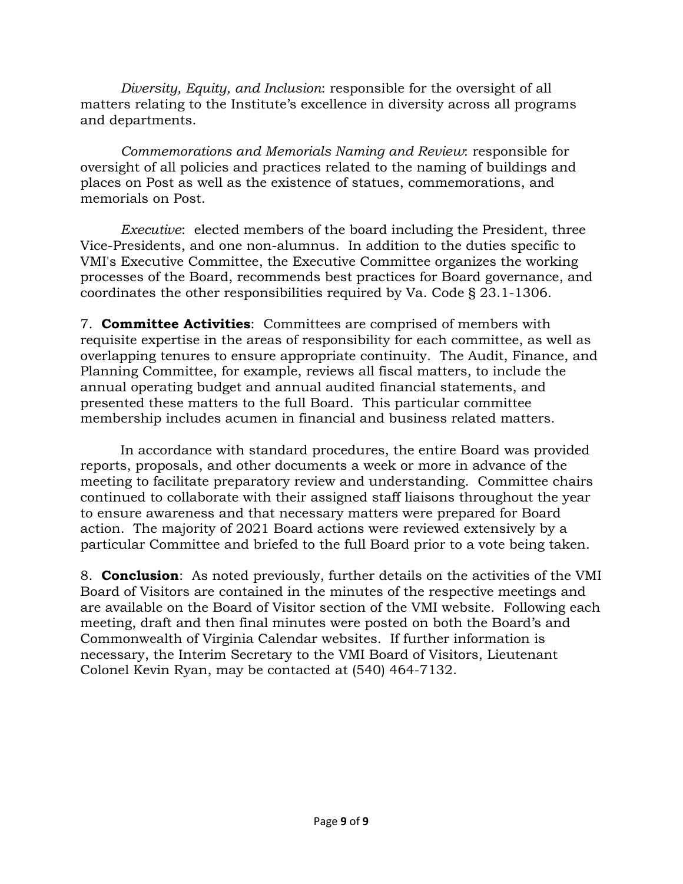*Diversity, Equity, and Inclusion*: responsible for the oversight of all matters relating to the Institute's excellence in diversity across all programs and departments.

*Commemorations and Memorials Naming and Review*: responsible for oversight of all policies and practices related to the naming of buildings and places on Post as well as the existence of statues, commemorations, and memorials on Post.

*Executive*: elected members of the board including the President, three Vice-Presidents, and one non-alumnus. In addition to the duties specific to VMI's Executive Committee, the Executive Committee organizes the working processes of the Board, recommends best practices for Board governance, and coordinates the other responsibilities required by Va. Code § 23.1-1306.

7. **Committee Activities**: Committees are comprised of members with requisite expertise in the areas of responsibility for each committee, as well as overlapping tenures to ensure appropriate continuity. The Audit, Finance, and Planning Committee, for example, reviews all fiscal matters, to include the annual operating budget and annual audited financial statements, and presented these matters to the full Board. This particular committee membership includes acumen in financial and business related matters.

In accordance with standard procedures, the entire Board was provided reports, proposals, and other documents a week or more in advance of the meeting to facilitate preparatory review and understanding. Committee chairs continued to collaborate with their assigned staff liaisons throughout the year to ensure awareness and that necessary matters were prepared for Board action. The majority of 2021 Board actions were reviewed extensively by a particular Committee and briefed to the full Board prior to a vote being taken.

8. **Conclusion**: As noted previously, further details on the activities of the VMI Board of Visitors are contained in the minutes of the respective meetings and are available on the Board of Visitor section of the VMI website. Following each meeting, draft and then final minutes were posted on both the Board's and Commonwealth of Virginia Calendar websites. If further information is necessary, the Interim Secretary to the VMI Board of Visitors, Lieutenant Colonel Kevin Ryan, may be contacted at (540) 464-7132.